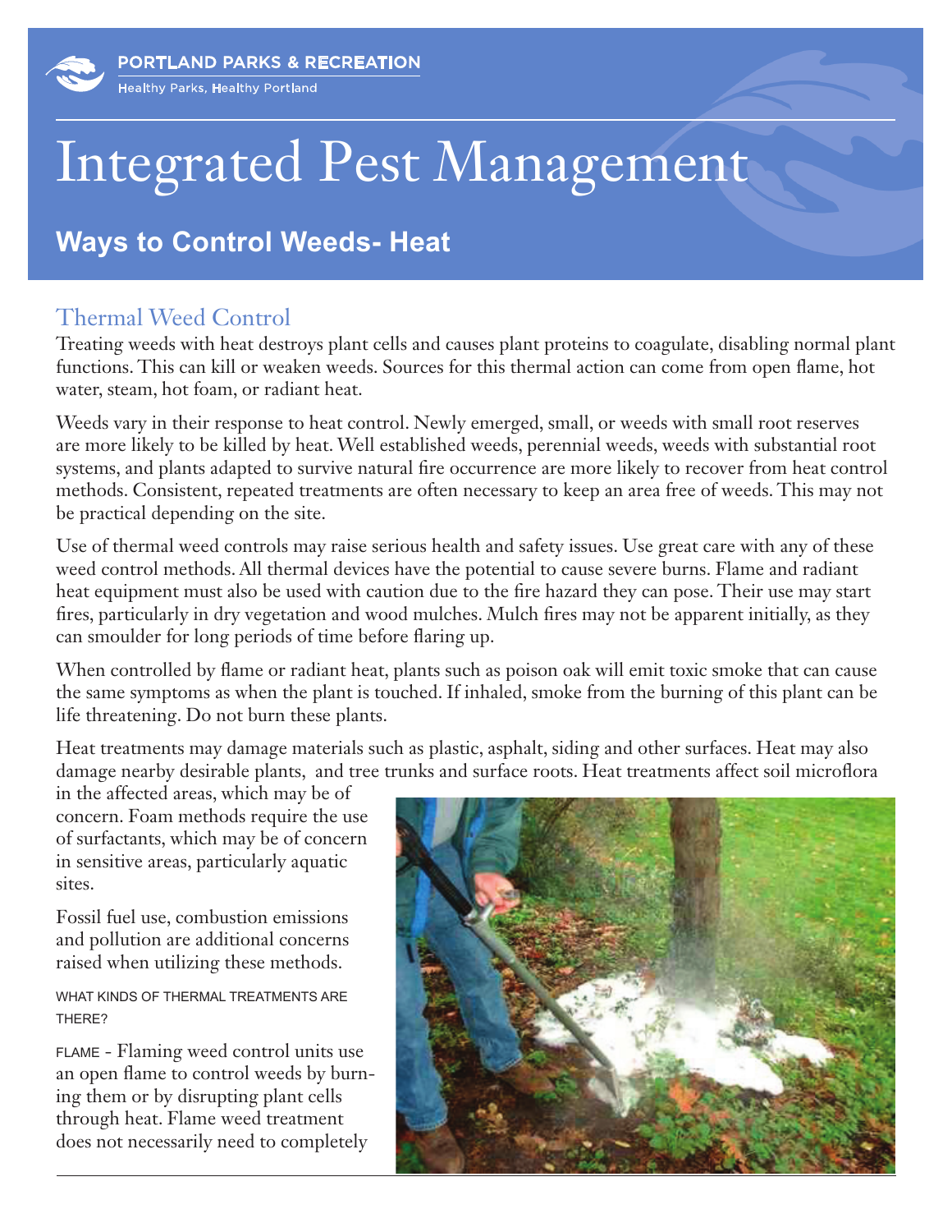PORTLAND PARKS & RECREATION

Healthy Parks, Healthy Portland

# Integrated Pest Management

## Ways to Control Weeds- Heat

### Thermal Weed Control

Treating weeds with heat destroys plant cells and causes plant proteins to coagulate, disabling normal plant functions. This can kill or weaken weeds. Sources for this thermal action can come from open flame, hot water, steam, hot foam, or radiant heat.

Weeds vary in their response to heat control. Newly emerged, small, or weeds with small root reserves are more likely to be killed by heat. Well established weeds, perennial weeds, weeds with substantial root systems, and plants adapted to survive natural fire occurrence are more likely to recover from heat control methods. Consistent, repeated treatments are often necessary to keep an area free of weeds. This may not be practical depending on the site.

Use of thermal weed controls may raise serious health and safety issues. Use great care with any of these weed control methods. All thermal devices have the potential to cause severe burns. Flame and radiant heat equipment must also be used with caution due to the fire hazard they can pose. Their use may start fires, particularly in dry vegetation and wood mulches. Mulch fires may not be apparent initially, as they can smoulder for long periods of time before flaring up.

When controlled by flame or radiant heat, plants such as poison oak will emit toxic smoke that can cause the same symptoms as when the plant is touched. If inhaled, smoke from the burning of this plant can be life threatening. Do not burn these plants.

Heat treatments may damage materials such as plastic, asphalt, siding and other surfaces. Heat may also damage nearby desirable plants, and tree trunks and surface roots. Heat treatments affect soil microflora in the affected areas, which may be of concern. Foam methods require the use of surfactants, which may be of concern in sensitive areas, particularly aquatic sites.

Fossil fuel use, combustion emissions and pollution are additional concerns raised when utilizing these methods.

WHAT KINDS OF THERMAL TREATMENTS ARE THERE?

FLAME - Flaming weed control units use an open flame to control weeds by burning them or by disrupting plant cells through heat. Flame weed treatment does not necessarily need to completely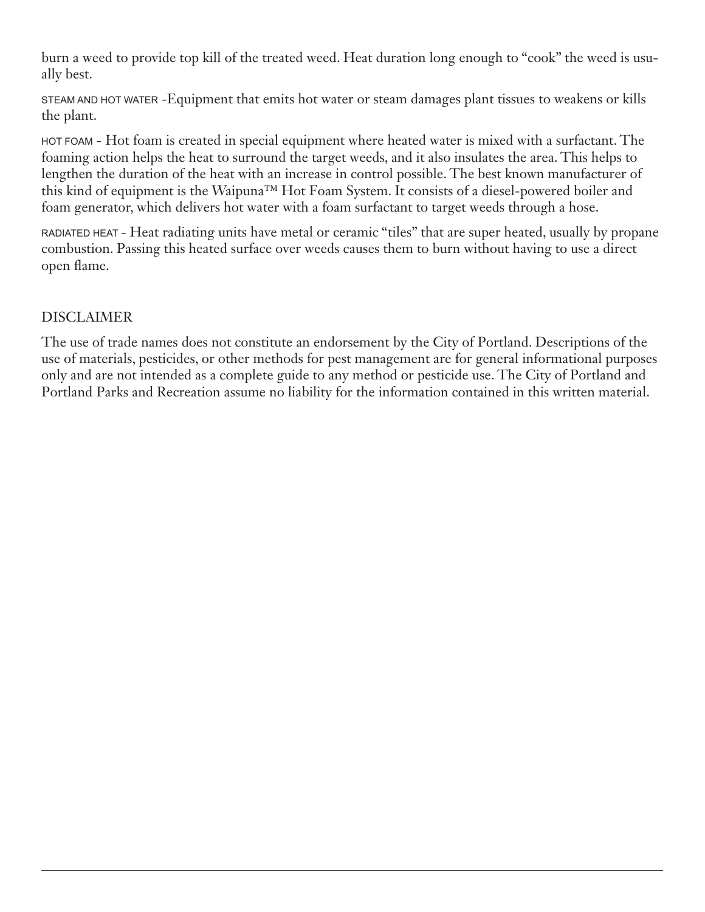burn a weed to provide top kill of the treated weed. Heat duration long enough to "cook" the weed is usually best.

STEAM AND HOT WATER -Equipment that emits hot water or steam damages plant tissues to weakens or kills the plant.

HOT FOAM - Hot foam is created in special equipment where heated water is mixed with a surfactant. The foaming action helps the heat to surround the target weeds, and it also insulates the area. This helps to lengthen the duration of the heat with an increase in control possible. The best known manufacturer of this kind of equipment is the Waipuna™ Hot Foam System. It consists of a diesel-powered boiler and foam generator, which delivers hot water with a foam surfactant to target weeds through a hose.

RADIATED HEAT - Heat radiating units have metal or ceramic "tiles" that are super heated, usually by propane combustion. Passing this heated surface over weeds causes them to burn without having to use a direct open flame.

## DISCLAIMER

The use of trade names does not constitute an endorsement by the City of Portland. Descriptions of the use of materials, pesticides, or other methods for pest management are for general informational purposes only and are not intended as a complete guide to any method or pesticide use. The City of Portland and Portland Parks and Recreation assume no liability for the information contained in this written material.